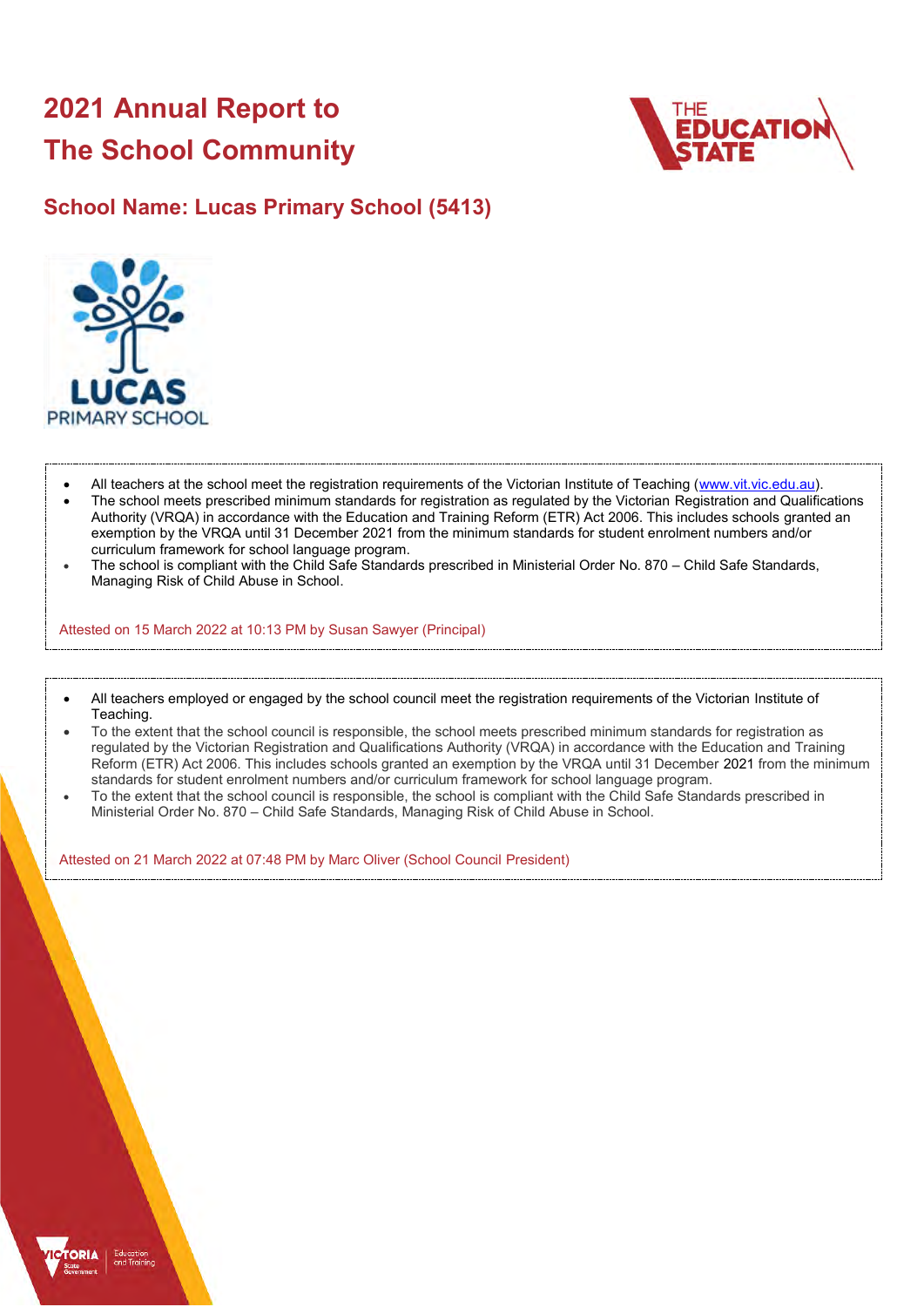# 2021 Annual Report to The School Community

## School Name: Lucas Primary School (5413)

- All teachers at the school meet the registration requirements of the Victorian Institute of Teaching (www.vit.vic.edu.au).
- The school meets prescribed minimum standards for registration as regulated by the Victorian Registration and Qualifications Authority (VRQA) in accordance with the Education and Training Reform (ETR) Act 2006. This includes schools granted an exemption by the VRQA until 31 December 2021 from the minimum standards for student enrolment numbers and/or curriculum framework for school language program.
- The school is compliant with the Child Safe Standards prescribed in Ministerial Order No. 870 – Child Safe Standards, Managing Risk of Child Abuse in School.

Attested on 15 March 2022 at 10:13 PM by Susan Sawyer (Principal)

- All teachers employed or engaged by the school council meet the registration requirements of the Victorian Institute of Teaching.
- To the extent that the school council is responsible, the school meets prescribed minimum standards for registration as regulated by the Victorian Registration and Qualifications Authority (VRQA) in accordance with the Education and Training Reform (ETR) Act 2006. This includes schools granted an exemption by the VRQA until 31 December 2021 from the minimum standards for student enrolment numbers and/or curriculum framework for school language program.
- To the extent that the school council is responsible, the school is compliant with the Child Safe Standards prescribed in Ministerial Order No. 870 – Child Safe Standards, Managing Risk of Child Abuse in School.

Attested on 21 March 2022 at 07:48 PM by Marc Oliver (School Council President)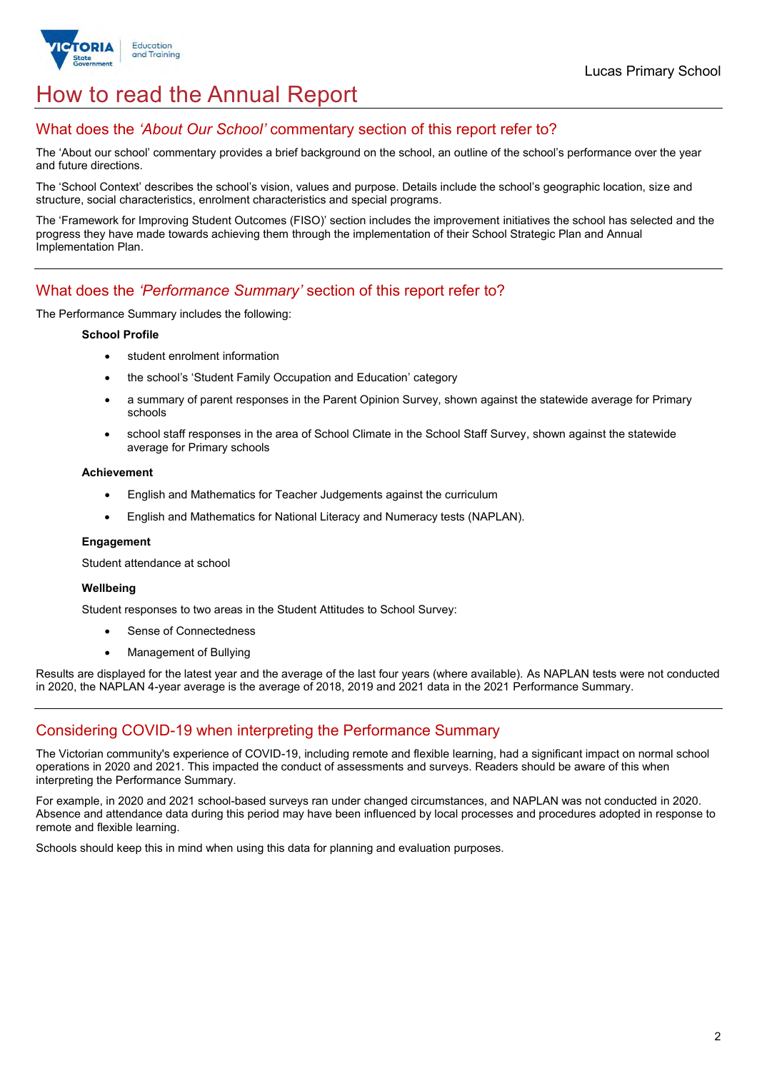# How to read the Annual Report

## What does the *'About Our School'* commentary section of this report refer to?

The 'About our school' commentary provides a brief background on the school, an outline of the school's performance over the year and future directions.

The 'School Context' describes the school's vision, values and purpose. Details include the school's geographic location, size and structure, social characteristics, enrolment characteristics and special programs.

The 'Framework for Improving Student Outcomes (FISO)' section includes the improvement initiatives the school has selected and the progress they have made towards achieving them through the implementation of their School Strategic Plan and Annual Implementation Plan.

## What does the *'Performance Summary'* section of this report refer to?

The Performance Summary includes the following:

**School Profile**

- student enrolment information
- the school's 'Student Family Occupation and Education' category
- a summary of parent responses in the Parent Opinion Survey, shown against the statewide average for Primary schools
- school staff responses in the area of School Climate in the School Staff Survey, shown against the statewide average for Primary schools

**Achievement**

- English and Mathematics for Teacher Judgements against the curriculum
- English and Mathematics for National Literacy and Numeracy tests (NAPLAN).

**Engagement**

Student attendance at school

**Wellbeing**

Student responses to two areas in the Student Attitudes to School Survey:

- Sense of Connectedness
- Management of Bullying

Results are displayed for the latest year and the average of the last four years (where available). As NAPLAN tests were not conducted in 2020, the NAPLAN 4-year average is the average of 2018, 2019 and 2021 data in the 2021 Performance Summary.

## Considering COVID-19 when interpreting the Performance Summary

The Victorian community's experience of COVID-19, including remote and flexible learning, had a significant impact on normal school operations in 2020 and 2021. This impacted the conduct of assessments and surveys. Readers should be aware of this when interpreting the Performance Summary.

For example, in 2020 and 2021 school-based surveys ran under changed circumstances, and NAPLAN was not conducted in 2020. Absence and attendance data during this period may have been influenced by local processes and procedures adopted in response to remote and flexible learning.

Schools should keep this in mind when using this data for planning and evaluation purposes.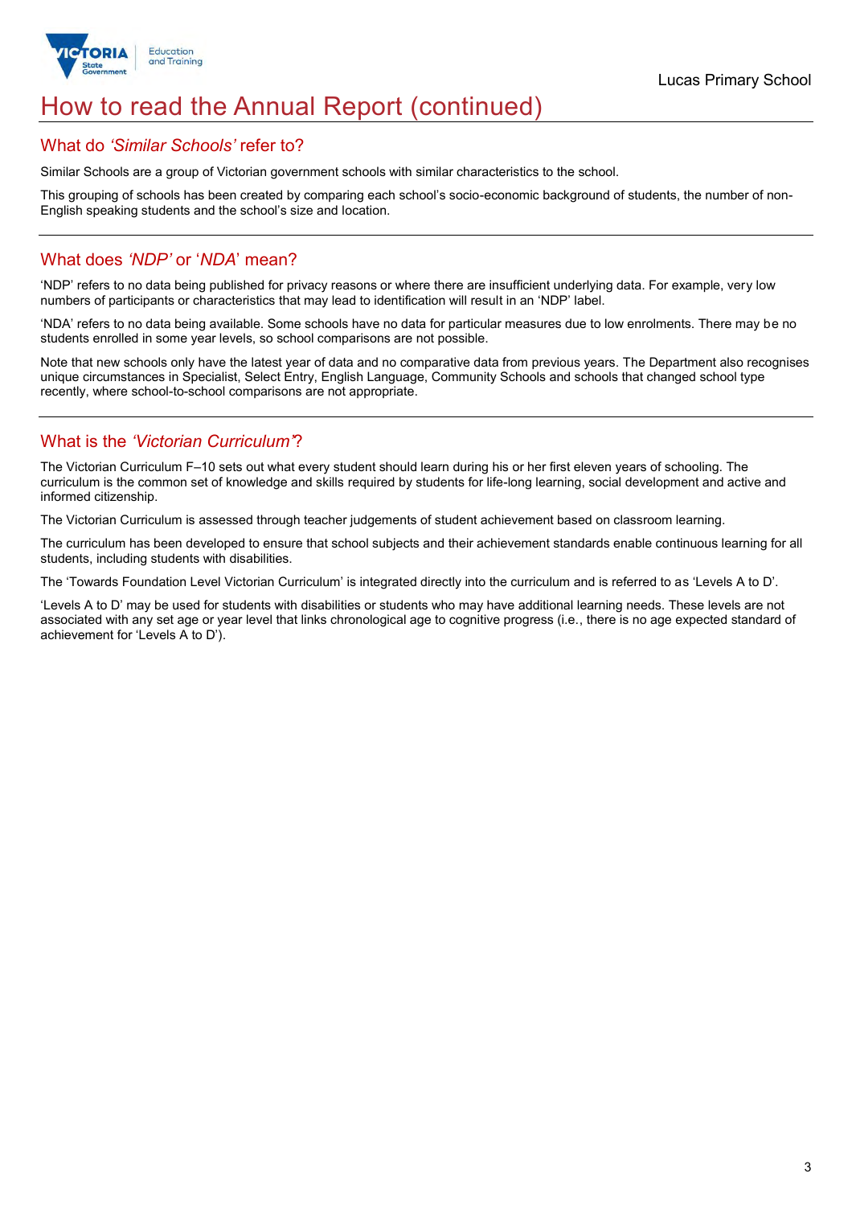# How to read the Annual Report (continued)

## What do *'Similar Schools'* refer to?

Similar Schools are a group of Victorian government schools with similar characteristics to the school.

This grouping of schools has been created by comparing each school's socio-economic background of students, the number of non-English speaking students and the school's size and location.

## What does *'NDP'* or '*NDA*' mean?

'NDP' refers to no data being published for privacy reasons or where there are insufficient underlying data. For example, very low numbers of participants or characteristics that may lead to identification will result in an 'NDP' label.

'NDA' refers to no data being available. Some schools have no data for particular measures due to low enrolments. There may be no students enrolled in some year levels, so school comparisons are not possible.

Note that new schools only have the latest year of data and no comparative data from previous years. The Department also recognises unique circumstances in Specialist, Select Entry, English Language, Community Schools and schools that changed school type recently, where school-to-school comparisons are not appropriate.

## What is the *'Victorian Curriculum'*?

The Victorian Curriculum F–10 sets out what every student should learn during his or her first eleven years of schooling. The curriculum is the common set of knowledge and skills required by students for life-long learning, social development and active and informed citizenship.

The Victorian Curriculum is assessed through teacher judgements of student achievement based on classroom learning.

The curriculum has been developed to ensure that school subjects and their achievement standards enable continuous learning for all students, including students with disabilities.

The 'Towards Foundation Level Victorian Curriculum' is integrated directly into the curriculum and is referred to as 'Levels A to D'.

'Levels A to D' may be used for students with disabilities or students who may have additional learning needs. These levels are not associated with any set age or year level that links chronological age to cognitive progress (i.e., there is no age expected standard of achievement for 'Levels A to D').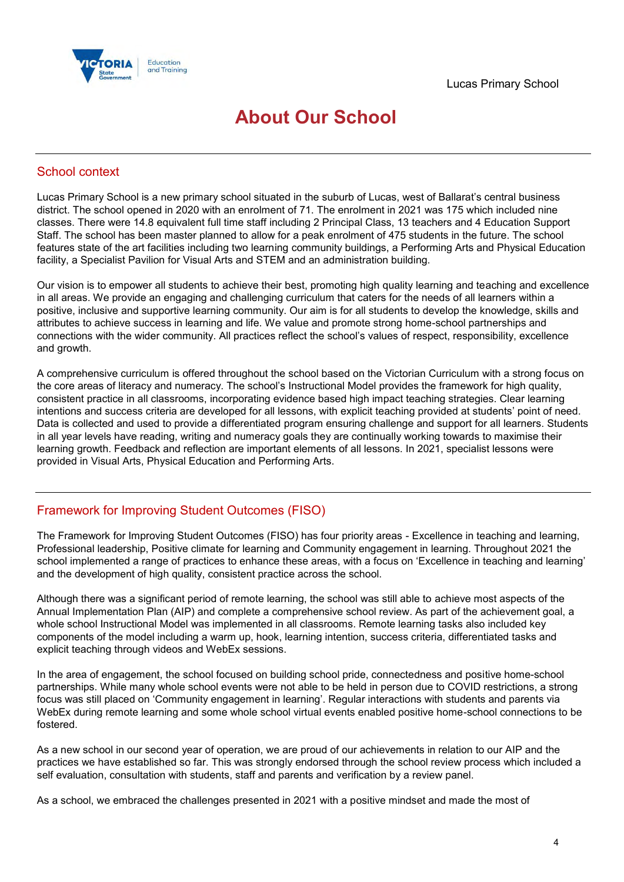Lucas Primary School

# About Our School

## School context

Lucas Primary School is a new primary school situated in the suburb of Lucas, west of Ballarat's central business district. The school opened in 2020 with an enrolment of 71. The enrolment in 2021 was 175 which included nine classes. There were 14.8 equivalent full time staff including 2 Principal Class, 13 teachers and 4 Education Support Staff. The school has been master planned to allow for a peak enrolment of 475 students in the future. The school features state of the art facilities including two learning community buildings, a Performing Arts and Physical Education facility, a Specialist Pavilion for Visual Arts and STEM and an administration building.

Our vision is to empower all students to achieve their best, promoting high quality learning and teaching and excellence in all areas. We provide an engaging and challenging curriculum that caters for the needs of all learners within a positive, inclusive and supportive learning community. Our aim is for all students to develop the knowledge, skills and attributes to achieve success in learning and life. We value and promote strong home-school partnerships and connections with the wider community. All practices reflect the school's values of respect, responsibility, excellence and growth.

A comprehensive curriculum is offered throughout the school based on the Victorian Curriculum with a strong focus on the core areas of literacy and numeracy. The school's Instructional Model provides the framework for high quality, consistent practice in all classrooms, incorporating evidence based high impact teaching strategies. Clear learning intentions and success criteria are developed for all lessons, with explicit teaching provided at students' point of need. Data is collected and used to provide a differentiated program ensuring challenge and support for all learners. Students in all year levels have reading, writing and numeracy goals they are continually working towards to maximise their learning growth. Feedback and reflection are important elements of all lessons. In 2021, specialist lessons were provided in Visual Arts, Physical Education and Performing Arts.

## Framework for Improving Student Outcomes (FISO)

The Framework for Improving Student Outcomes (FISO) has four priority areas - Excellence in teaching and learning, Professional leadership, Positive climate for learning and Community engagement in learning. Throughout 2021 the school implemented a range of practices to enhance these areas, with a focus on 'Excellence in teaching and learning' and the development of high quality, consistent practice across the school.

Although there was a significant period of remote learning, the school was still able to achieve most aspects of the Annual Implementation Plan (AIP) and complete a comprehensive school review. As part of the achievement goal, a whole school Instructional Model was implemented in all classrooms. Remote learning tasks also included key components of the model including a warm up, hook, learning intention, success criteria, differentiated tasks and explicit teaching through videos and WebEx sessions.

In the area of engagement, the school focused on building school pride, connectedness and positive home-school partnerships. While many whole school events were not able to be held in person due to COVID restrictions, a strong focus was still placed on 'Community engagement in learning'. Regular interactions with students and parents via WebEx during remote learning and some whole school virtual events enabled positive home-school connections to be fostered.

As a new school in our second year of operation, we are proud of our achievements in relation to our AIP and the practices we have established so far. This was strongly endorsed through the school review process which included a self evaluation, consultation with students, staff and parents and verification by a review panel.

As a school, we embraced the challenges presented in 2021 with a positive mindset and made the most of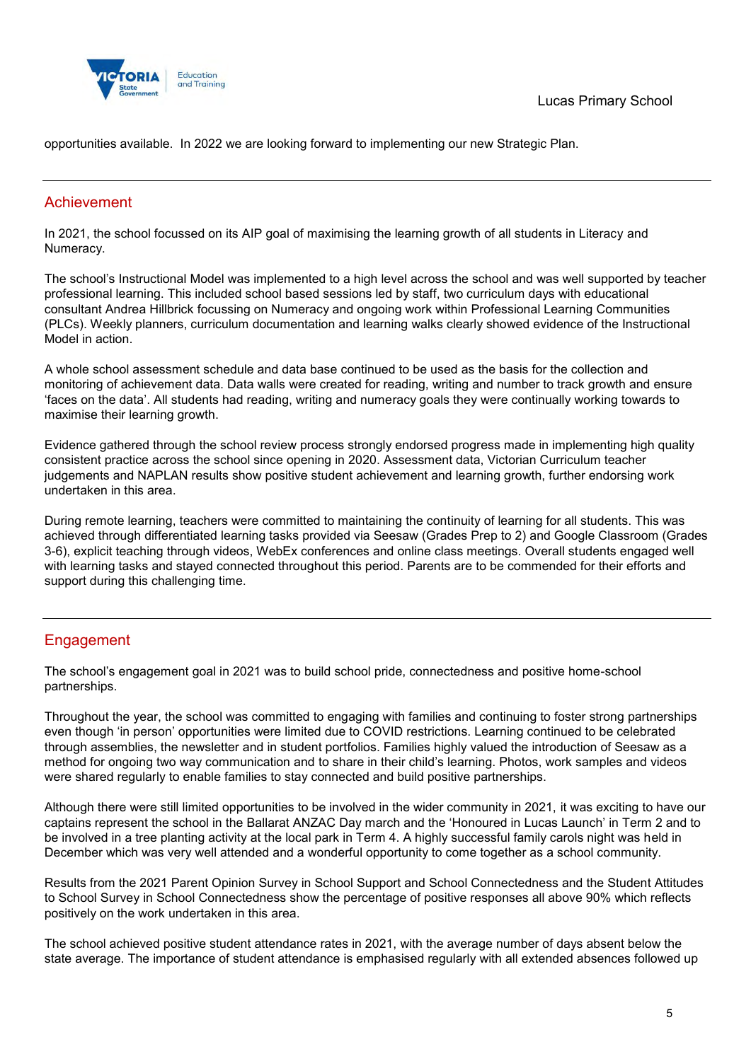opportunities available. In 2022 we are looking forward to implementing our new Strategic Plan.

---

## Achievement

In 2021, the school focussed on its AIP goal of maximising the learning growth of all students in Literacy and Numeracy.

The school's Instructional Model was implemented to a high level across the school and was well supported by teacher professional learning. This included school based sessions led by staff, two curriculum days with educational consultant Andrea Hillbrick focussing on Numeracy and ongoing work within Professional Learning Communities (PLCs). Weekly planners, curriculum documentation and learning walks clearly showed evidence of the Instructional Model in action.

A whole school assessment schedule and data base continued to be used as the basis for the collection and monitoring of achievement data. Data walls were created for reading, writing and number to track growth and ensure 'faces on the data'. All students had reading, writing and numeracy goals they were continually working towards to maximise their learning growth.

Evidence gathered through the school review process strongly endorsed progress made in implementing high quality consistent practice across the school since opening in 2020. Assessment data, Victorian Curriculum teacher judgements and NAPLAN results show positive student achievement and learning growth, further endorsing work undertaken in this area.

During remote learning, teachers were committed to maintaining the continuity of learning for all students. This was achieved through differentiated learning tasks provided via Seesaw (Grades Prep to 2) and Google Classroom (Grades 3-6), explicit teaching through videos, WebEx conferences and online class meetings. Overall students engaged well with learning tasks and stayed connected throughout this period. Parents are to be commended for their efforts and support during this challenging time.

---

## Engagement

The school's engagement goal in 2021 was to build school pride, connectedness and positive home-school partnerships.

Throughout the year, the school was committed to engaging with families and continuing to foster strong partnerships even though 'in person' opportunities were limited due to COVID restrictions. Learning continued to be celebrated through assemblies, the newsletter and in student portfolios. Families highly valued the introduction of Seesaw as a method for ongoing two way communication and to share in their child's learning. Photos, work samples and videos were shared regularly to enable families to stay connected and build positive partnerships.

Although there were still limited opportunities to be involved in the wider community in 2021, it was exciting to have our captains represent the school in the Ballarat ANZAC Day march and the 'Honoured in Lucas Launch' in Term 2 and to be involved in a tree planting activity at the local park in Term 4. A highly successful family carols night was held in December which was very well attended and a wonderful opportunity to come together as a school community.

Results from the 2021 Parent Opinion Survey in School Support and School Connectedness and the Student Attitudes to School Survey in School Connectedness show the percentage of positive responses all above 90% which reflects positively on the work undertaken in this area.

The school achieved positive student attendance rates in 2021, with the average number of days absent below the state average. The importance of student attendance is emphasised regularly with all extended absences followed up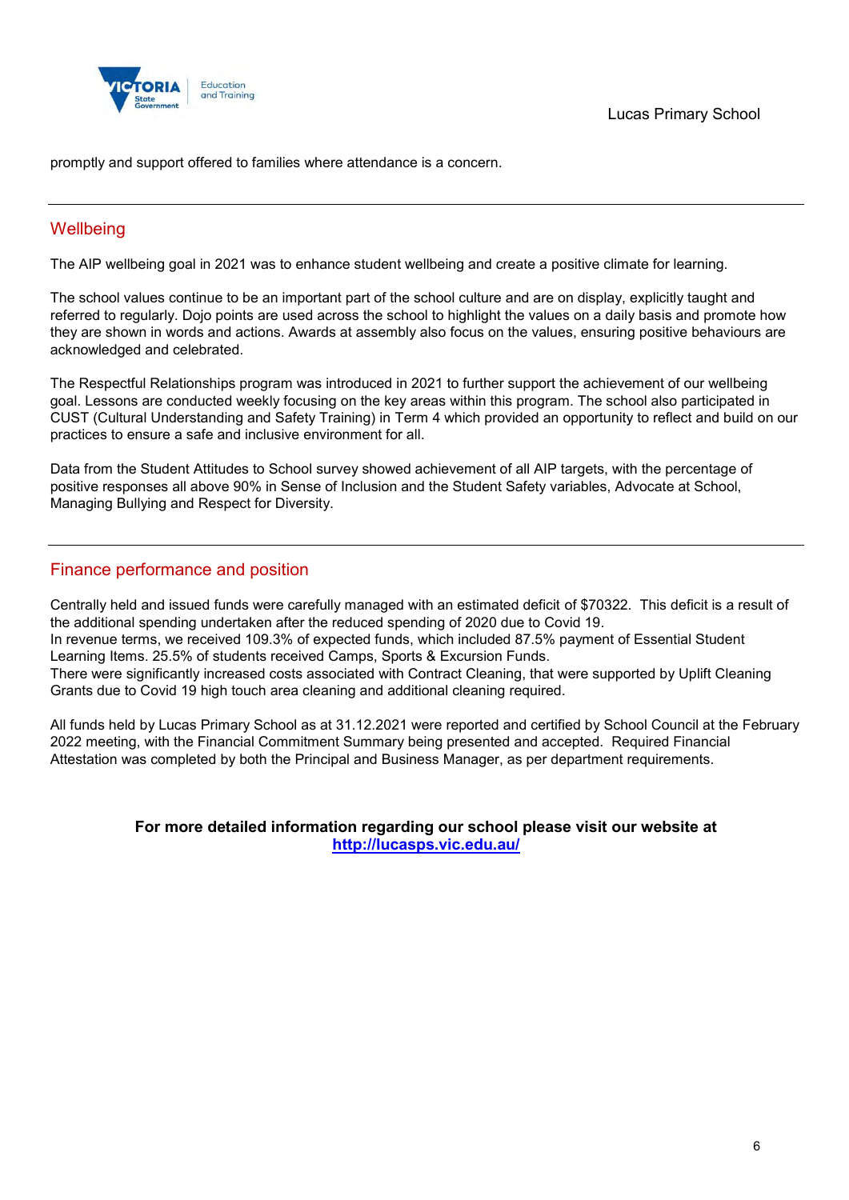promptly and support offered to families where attendance is a concern.

## Wellbeing

The AIP wellbeing goal in 2021 was to enhance student wellbeing and create a positive climate for learning.

The school values continue to be an important part of the school culture and are on display, explicitly taught and referred to regularly. Dojo points are used across the school to highlight the values on a daily basis and promote how they are shown in words and actions. Awards at assembly also focus on the values, ensuring positive behaviours are acknowledged and celebrated.

The Respectful Relationships program was introduced in 2021 to further support the achievement of our wellbeing goal. Lessons are conducted weekly focusing on the key areas within this program. The school also participated in CUST (Cultural Understanding and Safety Training) in Term 4 which provided an opportunity to reflect and build on our practices to ensure a safe and inclusive environment for all.

Data from the Student Attitudes to School survey showed achievement of all AIP targets, with the percentage of positive responses all above 90% in Sense of Inclusion and the Student Safety variables, Advocate at School, Managing Bullying and Respect for Diversity.

## Finance performance and position

Centrally held and issued funds were carefully managed with an estimated deficit of $70322. This deficit is a result of the additional spending undertaken after the reduced spending of 2020 due to Covid 19.
In revenue terms, we received 109.3% of expected funds, which included 87.5% payment of Essential Student Learning Items. 25.5% of students received Camps, Sports & Excursion Funds.
There were significantly increased costs associated with Contract Cleaning, that were supported by Uplift Cleaning Grants due to Covid 19 high touch area cleaning and additional cleaning required.

All funds held by Lucas Primary School as at 31.12.2021 were reported and certified by School Council at the February 2022 meeting, with the Financial Commitment Summary being presented and accepted. Required Financial Attestation was completed by both the Principal and Business Manager, as per department requirements.

**For more detailed information regarding our school please visit our website at**
**[http://lucasps.vic.edu.au/](http://lucasps.vic.edu.au/)**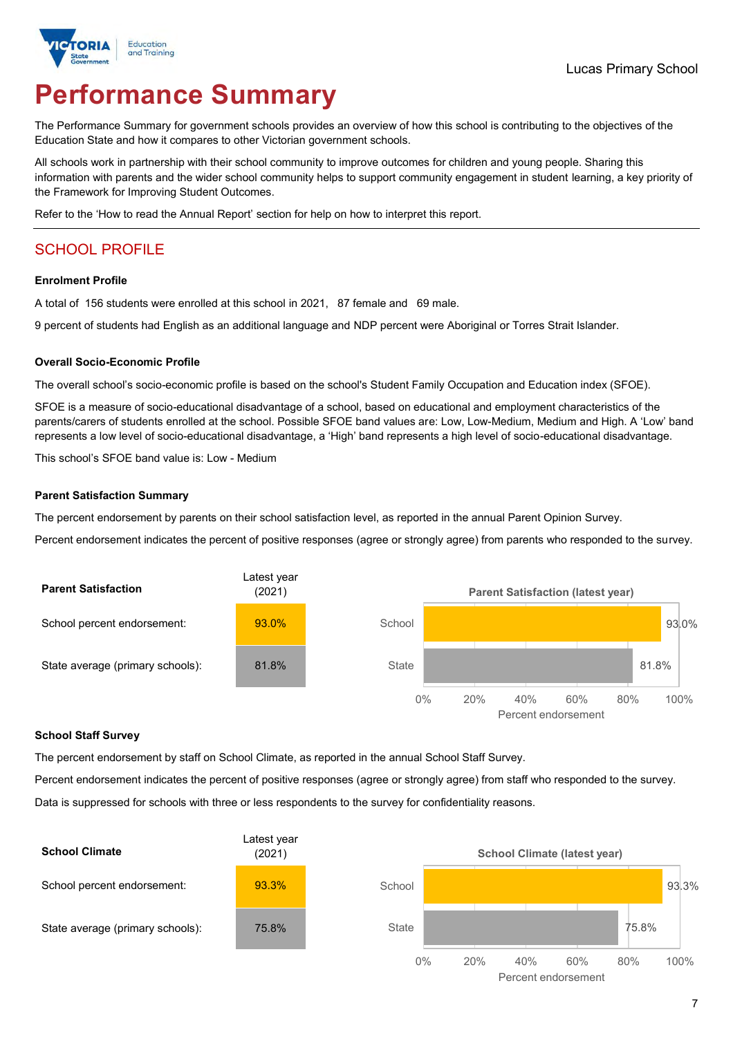Lucas Primary School

# Performance Summary

The Performance Summary for government schools provides an overview of how this school is contributing to the objectives of the Education State and how it compares to other Victorian government schools.

All schools work in partnership with their school community to improve outcomes for children and young people. Sharing this information with parents and the wider school community helps to support community engagement in student learning, a key priority of the Framework for Improving Student Outcomes.

Refer to the 'How to read the Annual Report' section for help on how to interpret this report.

## SCHOOL PROFILE

### Enrolment Profile

A total of 156 students were enrolled at this school in 2021, 87 female and 69 male.

9 percent of students had English as an additional language and NDP percent were Aboriginal or Torres Strait Islander.

### Overall Socio-Economic Profile

The overall school's socio-economic profile is based on the school's Student Family Occupation and Education index (SFOE).

SFOE is a measure of socio-educational disadvantage of a school, based on educational and employment characteristics of the parents/carers of students enrolled at the school. Possible SFOE band values are: Low, Low-Medium, Medium and High. A 'Low' band represents a low level of socio-educational disadvantage, a 'High' band represents a high level of socio-educational disadvantage.

This school's SFOE band value is: Low - Medium

### Parent Satisfaction Summary

The percent endorsement by parents on their school satisfaction level, as reported in the annual Parent Opinion Survey.

Percent endorsement indicates the percent of positive responses (agree or strongly agree) from parents who responded to the survey.

| Parent Satisfaction | Latest year (2021) |
|---|---|
| School percent endorsement: | 93.0% |
| State average (primary schools): | 81.8% |

Parent Satisfaction (latest year)

| | Percent endorsement |
|---|---|
| School | 93.0% |
| State | 81.8% |

### School Staff Survey

The percent endorsement by staff on School Climate, as reported in the annual School Staff Survey.

Percent endorsement indicates the percent of positive responses (agree or strongly agree) from staff who responded to the survey.

Data is suppressed for schools with three or less respondents to the survey for confidentiality reasons.

| School Climate | Latest year (2021) |
|---|---|
| School percent endorsement: | 93.3% |
| State average (primary schools): | 75.8% |

School Climate (latest year)

| | Percent endorsement |
|---|---|
| School | 93.3% |
| State | 75.8% |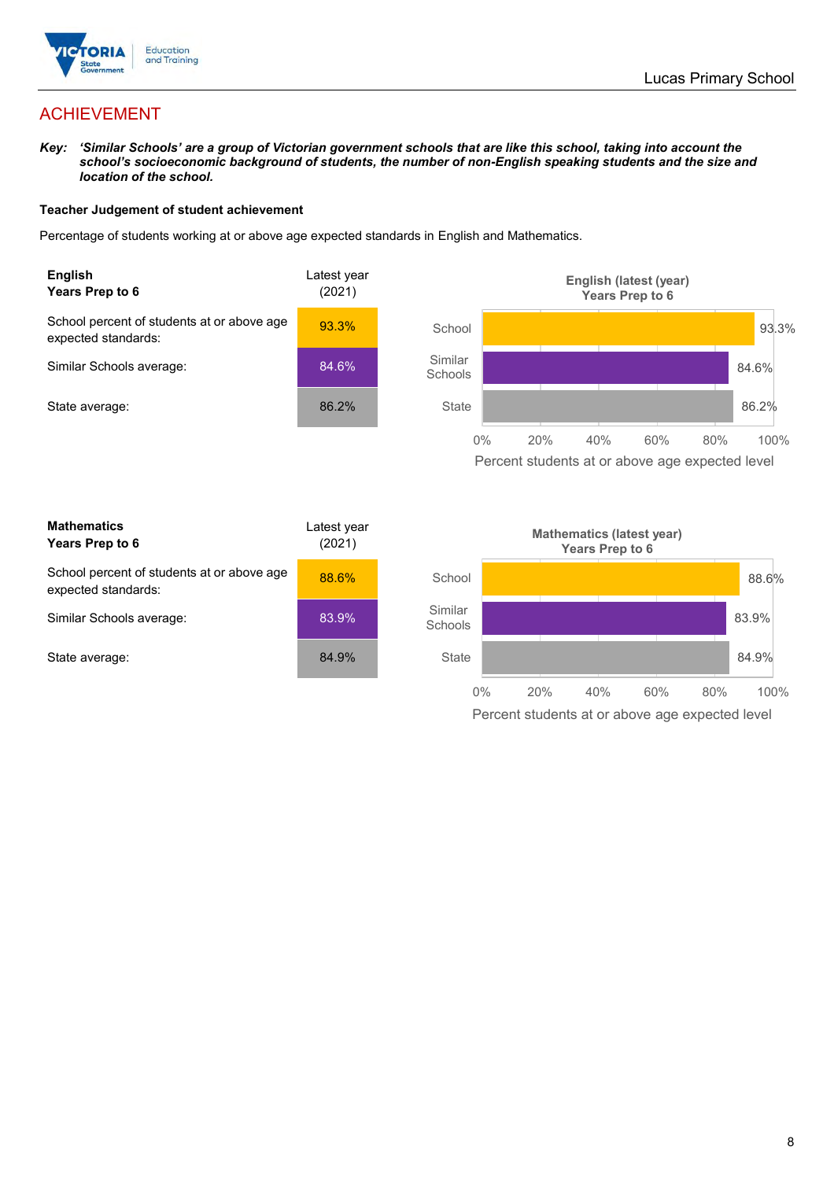# ACHIEVEMENT

***Key:** 'Similar Schools' are a group of Victorian government schools that are like this school, taking into account the school's socioeconomic background of students, the number of non-English speaking students and the size and location of the school.*

**Teacher Judgement of student achievement**

Percentage of students working at or above age expected standards in English and Mathematics.

| **English** **Years Prep to 6** | Latest year (2021) |
|---|---|
| School percent of students at or above age expected standards: | 93.3% |
| Similar Schools average: | 84.6% |
| State average: | 86.2% |

**English (latest (year) Years Prep to 6**

| | Percent students at or above age expected level |
|---|---|
| School | 93.3% |
| Similar Schools | 84.6% |
| State | 86.2% |

| **Mathematics** **Years Prep to 6** | Latest year (2021) |
|---|---|
| School percent of students at or above age expected standards: | 88.6% |
| Similar Schools average: | 83.9% |
| State average: | 84.9% |

**Mathematics (latest year) Years Prep to 6**

| | Percent students at or above age expected level |
|---|---|
| School | 88.6% |
| Similar Schools | 83.9% |
| State | 84.9% |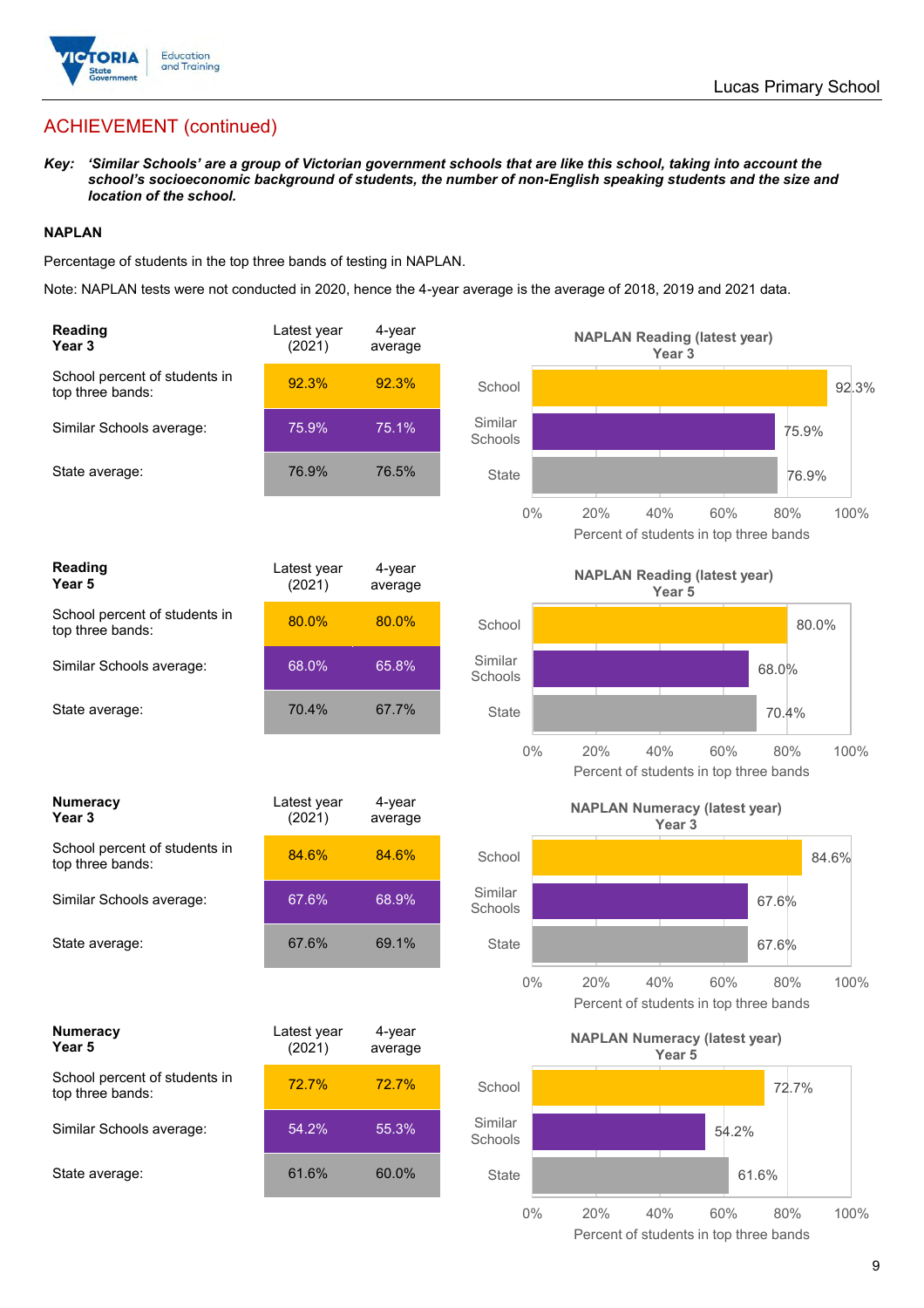## ACHIEVEMENT (continued)

***Key:*** ***'Similar Schools' are a group of Victorian government schools that are like this school, taking into account the school's socioeconomic background of students, the number of non-English speaking students and the size and location of the school.***

### NAPLAN

Percentage of students in the top three bands of testing in NAPLAN.

Note: NAPLAN tests were not conducted in 2020, hence the 4-year average is the average of 2018, 2019 and 2021 data.

| Reading Year 3 | Latest year (2021) | 4-year average |
|---|---|---|
| School percent of students in top three bands: | 92.3% | 92.3% |
| Similar Schools average: | 75.9% | 75.1% |
| State average: | 76.9% | 76.5% |

**NAPLAN Reading (latest year) Year 3**

School: 92.3%; Similar Schools: 75.9%; State: 76.9%

Percent of students in top three bands

| Reading Year 5 | Latest year (2021) | 4-year average |
|---|---|---|
| School percent of students in top three bands: | 80.0% | 80.0% |
| Similar Schools average: | 68.0% | 65.8% |
| State average: | 70.4% | 67.7% |

**NAPLAN Reading (latest year) Year 5**

School: 80.0%; Similar Schools: 68.0%; State: 70.4%

Percent of students in top three bands

| Numeracy Year 3 | Latest year (2021) | 4-year average |
|---|---|---|
| School percent of students in top three bands: | 84.6% | 84.6% |
| Similar Schools average: | 67.6% | 68.9% |
| State average: | 67.6% | 69.1% |

**NAPLAN Numeracy (latest year) Year 3**

School: 84.6%; Similar Schools: 67.6%; State: 67.6%

Percent of students in top three bands

| Numeracy Year 5 | Latest year (2021) | 4-year average |
|---|---|---|
| School percent of students in top three bands: | 72.7% | 72.7% |
| Similar Schools average: | 54.2% | 55.3% |
| State average: | 61.6% | 60.0% |

**NAPLAN Numeracy (latest year) Year 5**

School: 72.7%; Similar Schools: 54.2%; State: 61.6%

Percent of students in top three bands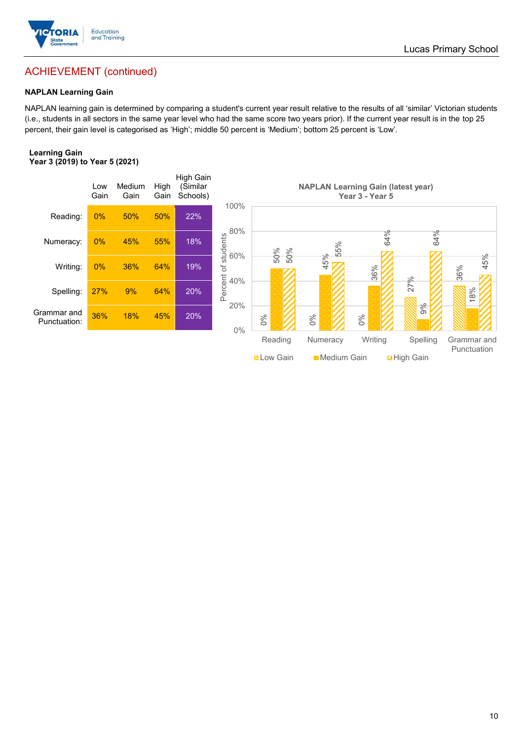## ACHIEVEMENT (continued)

### NAPLAN Learning Gain

NAPLAN learning gain is determined by comparing a student's current year result relative to the results of all 'similar' Victorian students (i.e., students in all sectors in the same year level who had the same score two years prior). If the current year result is in the top 25 percent, their gain level is categorised as 'High'; middle 50 percent is 'Medium'; bottom 25 percent is 'Low'.

**Learning Gain**
**Year 3 (2019) to Year 5 (2021)**

| | Low Gain | Medium Gain | High Gain | High Gain (Similar Schools) |
|---|---|---|---|---|
| Reading: | 0% | 50% | 50% | 22% |
| Numeracy: | 0% | 45% | 55% | 18% |
| Writing: | 0% | 36% | 64% | 19% |
| Spelling: | 27% | 9% | 64% | 20% |
| Grammar and Punctuation: | 36% | 18% | 45% | 20% |

**NAPLAN Learning Gain (latest year)**
**Year 3 - Year 5**

| | Low Gain | Medium Gain | High Gain |
|---|---|---|---|
| Reading | 0% | 50% | 50% |
| Numeracy | 0% | 45% | 55% |
| Writing | 0% | 36% | 64% |
| Spelling | 27% | 9% | 64% |
| Grammar and Punctuation | 36% | 18% | 45% |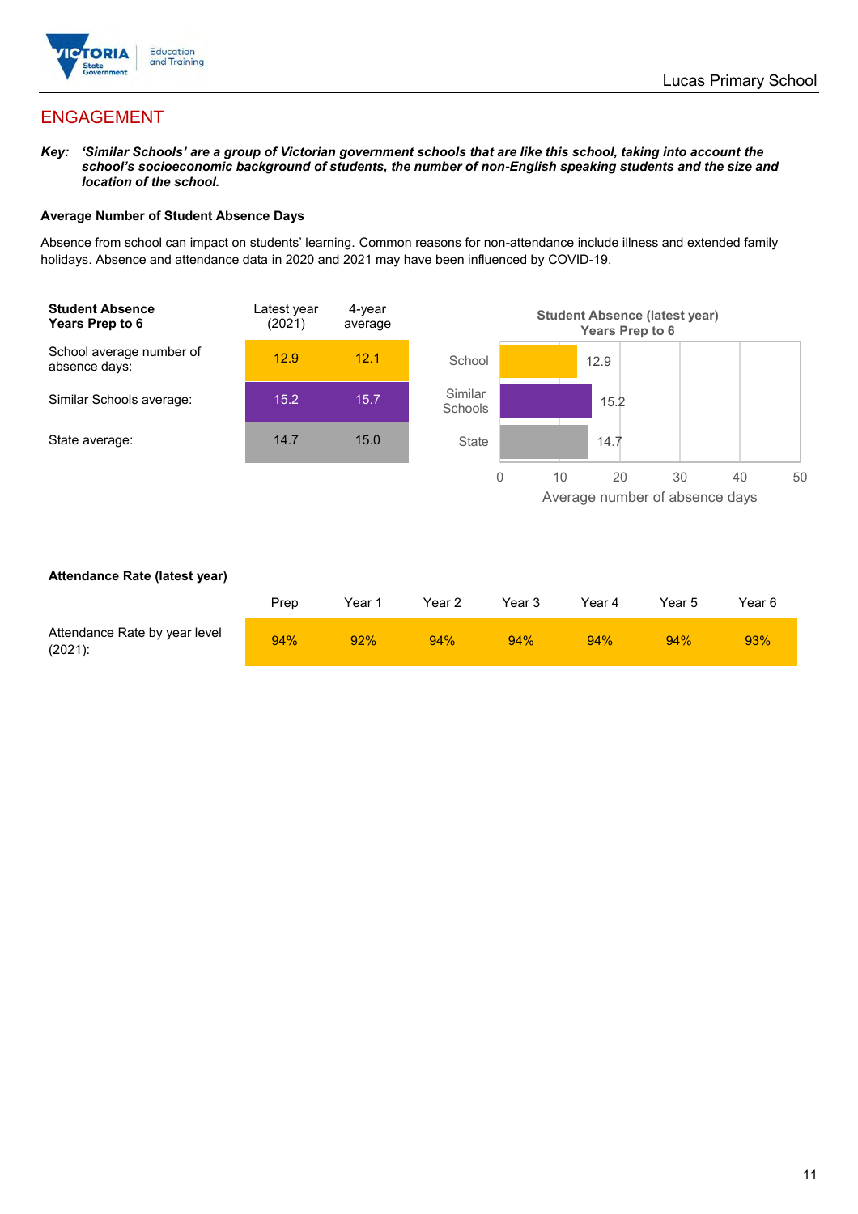## ENGAGEMENT

***Key:*** ***'Similar Schools' are a group of Victorian government schools that are like this school, taking into account the school's socioeconomic background of students, the number of non-English speaking students and the size and location of the school.***

### Average Number of Student Absence Days

Absence from school can impact on students' learning. Common reasons for non-attendance include illness and extended family holidays. Absence and attendance data in 2020 and 2021 may have been influenced by COVID-19.

| **Student Absence Years Prep to 6** | Latest year (2021) | 4-year average |
|---|---|---|
| School average number of absence days: | 12.9 | 12.1 |
| Similar Schools average: | 15.2 | 15.7 |
| State average: | 14.7 | 15.0 |

**Student Absence (latest year) Years Prep to 6**

| | Average number of absence days |
|---|---|
| School | 12.9 |
| Similar Schools | 15.2 |
| State | 14.7 |

### Attendance Rate (latest year)

| | Prep | Year 1 | Year 2 | Year 3 | Year 4 | Year 5 | Year 6 |
|---|---|---|---|---|---|---|---|
| Attendance Rate by year level (2021): | 94% | 92% | 94% | 94% | 94% | 94% | 93% |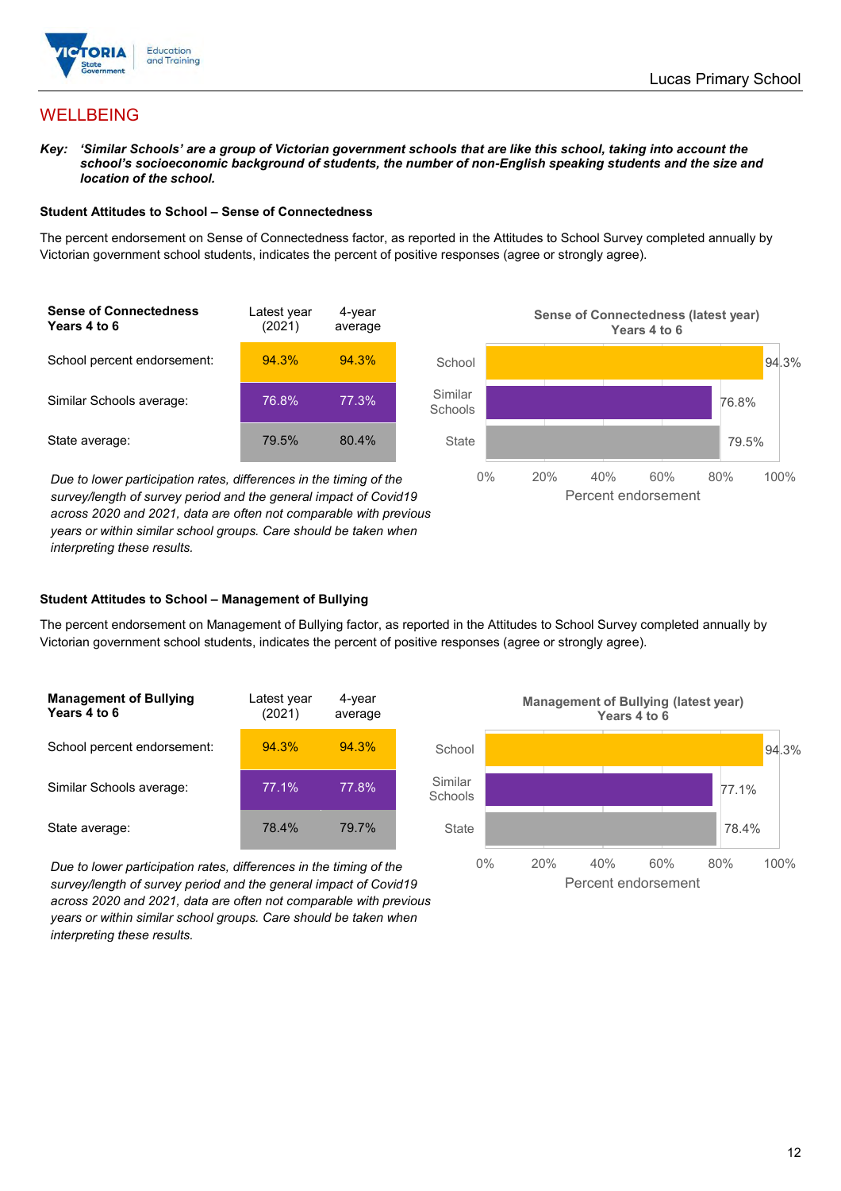# WELLBEING

***Key:*** ***'Similar Schools' are a group of Victorian government schools that are like this school, taking into account the school's socioeconomic background of students, the number of non-English speaking students and the size and location of the school.***

### Student Attitudes to School – Sense of Connectedness

The percent endorsement on Sense of Connectedness factor, as reported in the Attitudes to School Survey completed annually by Victorian government school students, indicates the percent of positive responses (agree or strongly agree).

| **Sense of Connectedness Years 4 to 6** | Latest year (2021) | 4-year average |
|---|---|---|
| School percent endorsement: | 94.3% | 94.3% |
| Similar Schools average: | 76.8% | 77.3% |
| State average: | 79.5% | 80.4% |

*Due to lower participation rates, differences in the timing of the survey/length of survey period and the general impact of Covid19 across 2020 and 2021, data are often not comparable with previous years or within similar school groups. Care should be taken when interpreting these results.*

**Sense of Connectedness (latest year) Years 4 to 6**

| | Percent endorsement |
|---|---|
| School | 94.3% |
| Similar Schools | 76.8% |
| State | 79.5% |

### Student Attitudes to School – Management of Bullying

The percent endorsement on Management of Bullying factor, as reported in the Attitudes to School Survey completed annually by Victorian government school students, indicates the percent of positive responses (agree or strongly agree).

| **Management of Bullying Years 4 to 6** | Latest year (2021) | 4-year average |
|---|---|---|
| School percent endorsement: | 94.3% | 94.3% |
| Similar Schools average: | 77.1% | 77.8% |
| State average: | 78.4% | 79.7% |

*Due to lower participation rates, differences in the timing of the survey/length of survey period and the general impact of Covid19 across 2020 and 2021, data are often not comparable with previous years or within similar school groups. Care should be taken when interpreting these results.*

**Management of Bullying (latest year) Years 4 to 6**

| | Percent endorsement |
|---|---|
| School | 94.3% |
| Similar Schools | 77.1% |
| State | 78.4% |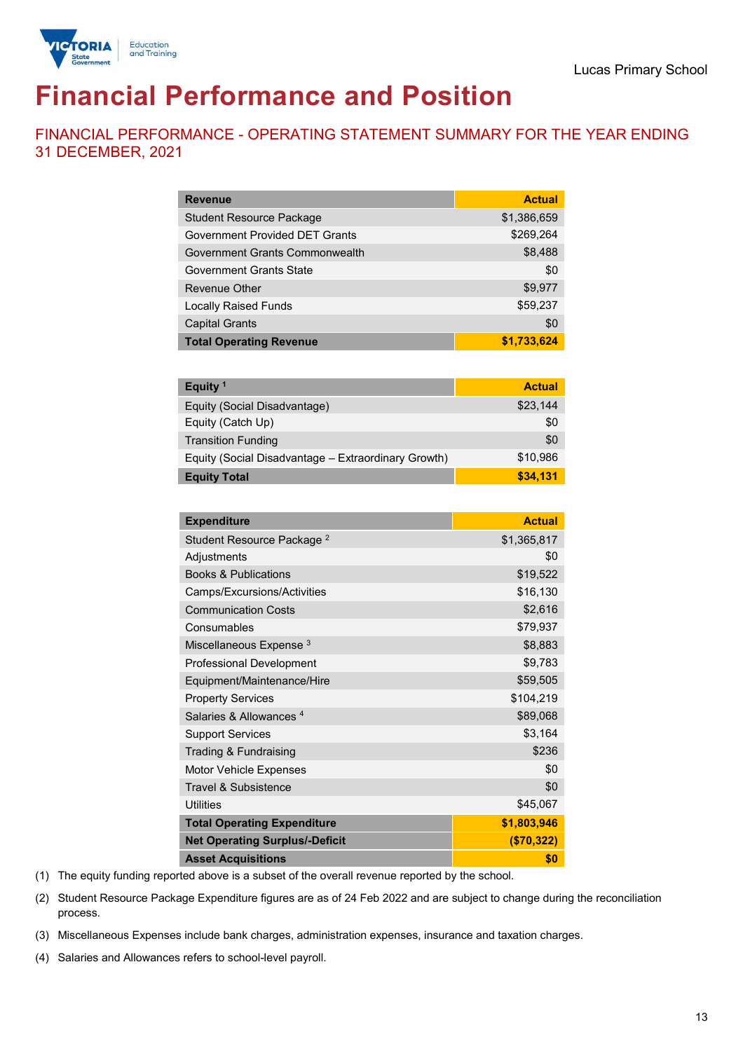Lucas Primary School

# Financial Performance and Position

## FINANCIAL PERFORMANCE - OPERATING STATEMENT SUMMARY FOR THE YEAR ENDING 31 DECEMBER, 2021

| Revenue | Actual |
|---|---|
| Student Resource Package | $1,386,659 |
| Government Provided DET Grants | $269,264 |
| Government Grants Commonwealth | $8,488 |
| Government Grants State | $0 |
| Revenue Other | $9,977 |
| Locally Raised Funds | $59,237 |
| Capital Grants | $0 |
| **Total Operating Revenue** | **$1,733,624** |

| Equity [1] | Actual |
|---|---|
| Equity (Social Disadvantage) | $23,144 |
| Equity (Catch Up) | $0 |
| Transition Funding | $0 |
| Equity (Social Disadvantage – Extraordinary Growth) | $10,986 |
| **Equity Total** | **$34,131** |

| Expenditure | Actual |
|---|---|
| Student Resource Package [2] | $1,365,817 |
| Adjustments | $0 |
| Books & Publications | $19,522 |
| Camps/Excursions/Activities | $16,130 |
| Communication Costs | $2,616 |
| Consumables | $79,937 |
| Miscellaneous Expense [3] | $8,883 |
| Professional Development | $9,783 |
| Equipment/Maintenance/Hire | $59,505 |
| Property Services | $104,219 |
| Salaries & Allowances [4] | $89,068 |
| Support Services | $3,164 |
| Trading & Fundraising | $236 |
| Motor Vehicle Expenses | $0 |
| Travel & Subsistence | $0 |
| Utilities | $45,067 |
| **Total Operating Expenditure** | **$1,803,946** |
| **Net Operating Surplus/-Deficit** | **($70,322)** |
| **Asset Acquisitions** | **$0** |

(1) The equity funding reported above is a subset of the overall revenue reported by the school.

(2) Student Resource Package Expenditure figures are as of 24 Feb 2022 and are subject to change during the reconciliation process.

(3) Miscellaneous Expenses include bank charges, administration expenses, insurance and taxation charges.

(4) Salaries and Allowances refers to school-level payroll.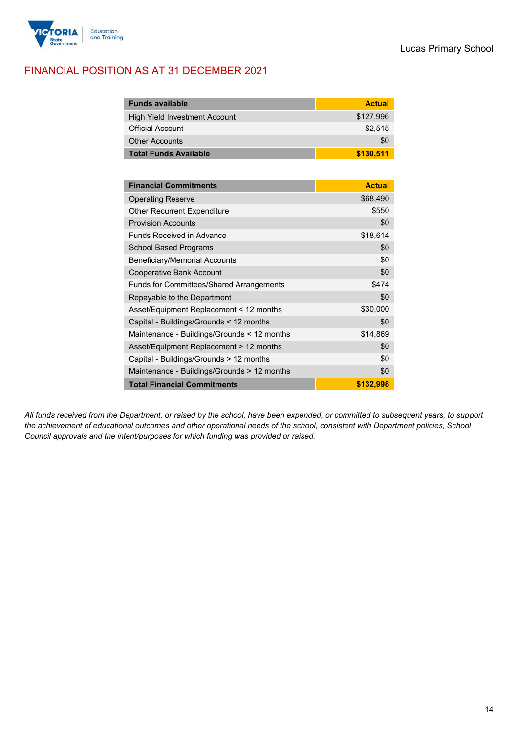## FINANCIAL POSITION AS AT 31 DECEMBER 2021

| Funds available | Actual |
|---|---|
| High Yield Investment Account | $127,996 |
| Official Account | $2,515 |
| Other Accounts | $0 |
| **Total Funds Available** | **$130,511** |

| Financial Commitments | Actual |
|---|---|
| Operating Reserve | $68,490 |
| Other Recurrent Expenditure | $550 |
| Provision Accounts | $0 |
| Funds Received in Advance | $18,614 |
| School Based Programs | $0 |
| Beneficiary/Memorial Accounts | $0 |
| Cooperative Bank Account | $0 |
| Funds for Committees/Shared Arrangements | $474 |
| Repayable to the Department | $0 |
| Asset/Equipment Replacement < 12 months | $30,000 |
| Capital - Buildings/Grounds < 12 months | $0 |
| Maintenance - Buildings/Grounds < 12 months | $14,869 |
| Asset/Equipment Replacement > 12 months | $0 |
| Capital - Buildings/Grounds > 12 months | $0 |
| Maintenance - Buildings/Grounds > 12 months | $0 |
| **Total Financial Commitments** | **$132,998** |

*All funds received from the Department, or raised by the school, have been expended, or committed to subsequent years, to support the achievement of educational outcomes and other operational needs of the school, consistent with Department policies, School Council approvals and the intent/purposes for which funding was provided or raised.*